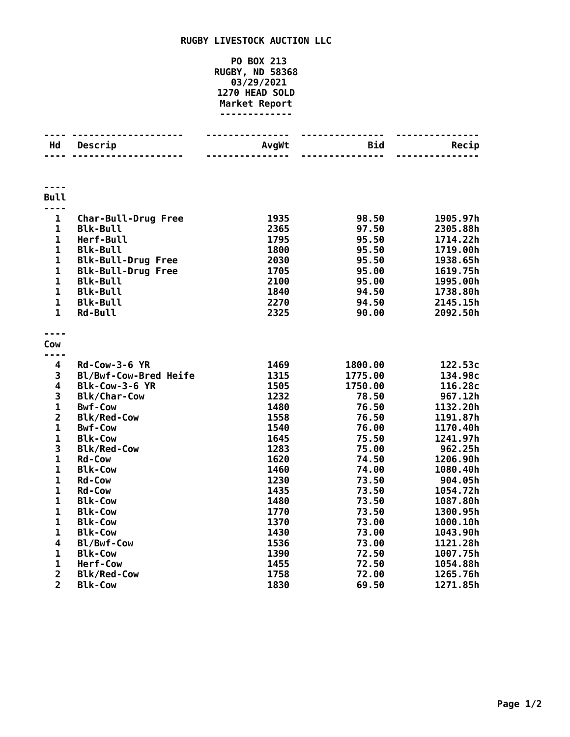# RUGBY LIVESTOCK AUCTION LLC

PO BOX 213
RUGBY, ND 58368
03/29/2021
1270 HEAD SOLD
Market Report

| Hd | Descrip | AvgWt | Bid | Recip |
|---|---|---|---|---|
| **Bull** | | | | |
| 1 | Char-Bull-Drug Free | 1935 | 98.50 | 1905.97h |
| 1 | Blk-Bull | 2365 | 97.50 | 2305.88h |
| 1 | Herf-Bull | 1795 | 95.50 | 1714.22h |
| 1 | Blk-Bull | 1800 | 95.50 | 1719.00h |
| 1 | Blk-Bull-Drug Free | 2030 | 95.50 | 1938.65h |
| 1 | Blk-Bull-Drug Free | 1705 | 95.00 | 1619.75h |
| 1 | Blk-Bull | 2100 | 95.00 | 1995.00h |
| 1 | Blk-Bull | 1840 | 94.50 | 1738.80h |
| 1 | Blk-Bull | 2270 | 94.50 | 2145.15h |
| 1 | Rd-Bull | 2325 | 90.00 | 2092.50h |
| **Cow** | | | | |
| 4 | Rd-Cow-3-6 YR | 1469 | 1800.00 | 122.53c |
| 3 | Bl/Bwf-Cow-Bred Heife | 1315 | 1775.00 | 134.98c |
| 4 | Blk-Cow-3-6 YR | 1505 | 1750.00 | 116.28c |
| 3 | Blk/Char-Cow | 1232 | 78.50 | 967.12h |
| 1 | Bwf-Cow | 1480 | 76.50 | 1132.20h |
| 2 | Blk/Red-Cow | 1558 | 76.50 | 1191.87h |
| 1 | Bwf-Cow | 1540 | 76.00 | 1170.40h |
| 1 | Blk-Cow | 1645 | 75.50 | 1241.97h |
| 3 | Blk/Red-Cow | 1283 | 75.00 | 962.25h |
| 1 | Rd-Cow | 1620 | 74.50 | 1206.90h |
| 1 | Blk-Cow | 1460 | 74.00 | 1080.40h |
| 1 | Rd-Cow | 1230 | 73.50 | 904.05h |
| 1 | Rd-Cow | 1435 | 73.50 | 1054.72h |
| 1 | Blk-Cow | 1480 | 73.50 | 1087.80h |
| 1 | Blk-Cow | 1770 | 73.50 | 1300.95h |
| 1 | Blk-Cow | 1370 | 73.00 | 1000.10h |
| 1 | Blk-Cow | 1430 | 73.00 | 1043.90h |
| 4 | Bl/Bwf-Cow | 1536 | 73.00 | 1121.28h |
| 1 | Blk-Cow | 1390 | 72.50 | 1007.75h |
| 1 | Herf-Cow | 1455 | 72.50 | 1054.88h |
| 2 | Blk/Red-Cow | 1758 | 72.00 | 1265.76h |
| 2 | Blk-Cow | 1830 | 69.50 | 1271.85h |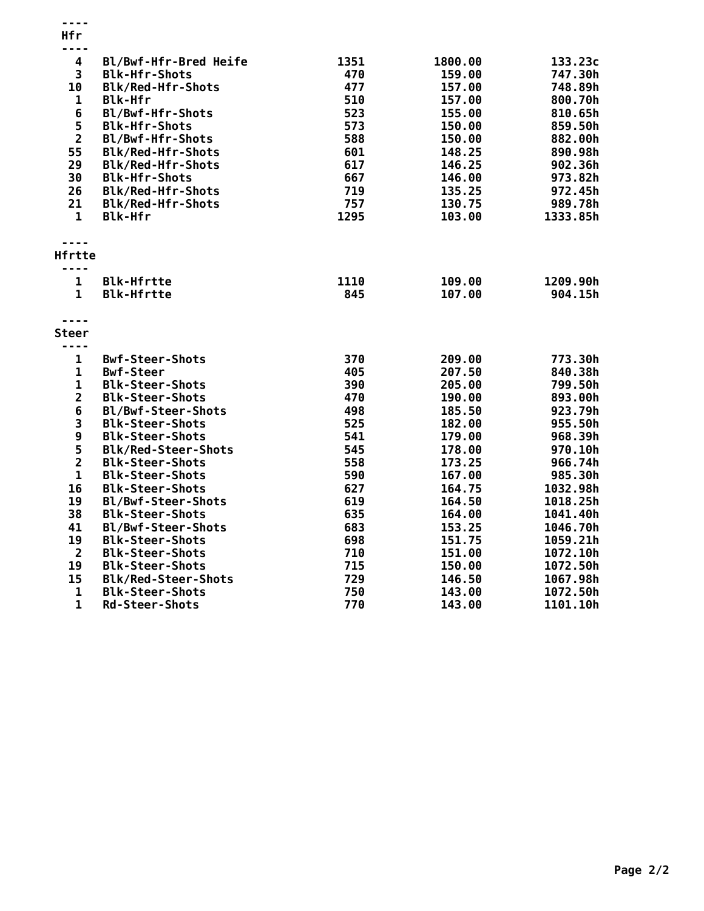----
Hfr
----

| | | | | |
|---|---|---|---|---|
| 4 | Bl/Bwf-Hfr-Bred Heife | 1351 | 1800.00 | 133.23c |
| 3 | Blk-Hfr-Shots | 470 | 159.00 | 747.30h |
| 10 | Blk/Red-Hfr-Shots | 477 | 157.00 | 748.89h |
| 1 | Blk-Hfr | 510 | 157.00 | 800.70h |
| 6 | Bl/Bwf-Hfr-Shots | 523 | 155.00 | 810.65h |
| 5 | Blk-Hfr-Shots | 573 | 150.00 | 859.50h |
| 2 | Bl/Bwf-Hfr-Shots | 588 | 150.00 | 882.00h |
| 55 | Blk/Red-Hfr-Shots | 601 | 148.25 | 890.98h |
| 29 | Blk/Red-Hfr-Shots | 617 | 146.25 | 902.36h |
| 30 | Blk-Hfr-Shots | 667 | 146.00 | 973.82h |
| 26 | Blk/Red-Hfr-Shots | 719 | 135.25 | 972.45h |
| 21 | Blk/Red-Hfr-Shots | 757 | 130.75 | 989.78h |
| 1 | Blk-Hfr | 1295 | 103.00 | 1333.85h |

----
Hfrtte
----

| | | | | |
|---|---|---|---|---|
| 1 | Blk-Hfrtte | 1110 | 109.00 | 1209.90h |
| 1 | Blk-Hfrtte | 845 | 107.00 | 904.15h |

----
Steer
----

| | | | | |
|---|---|---|---|---|
| 1 | Bwf-Steer-Shots | 370 | 209.00 | 773.30h |
| 1 | Bwf-Steer | 405 | 207.50 | 840.38h |
| 1 | Blk-Steer-Shots | 390 | 205.00 | 799.50h |
| 2 | Blk-Steer-Shots | 470 | 190.00 | 893.00h |
| 6 | Bl/Bwf-Steer-Shots | 498 | 185.50 | 923.79h |
| 3 | Blk-Steer-Shots | 525 | 182.00 | 955.50h |
| 9 | Blk-Steer-Shots | 541 | 179.00 | 968.39h |
| 5 | Blk/Red-Steer-Shots | 545 | 178.00 | 970.10h |
| 2 | Blk-Steer-Shots | 558 | 173.25 | 966.74h |
| 1 | Blk-Steer-Shots | 590 | 167.00 | 985.30h |
| 16 | Blk-Steer-Shots | 627 | 164.75 | 1032.98h |
| 19 | Bl/Bwf-Steer-Shots | 619 | 164.50 | 1018.25h |
| 38 | Blk-Steer-Shots | 635 | 164.00 | 1041.40h |
| 41 | Bl/Bwf-Steer-Shots | 683 | 153.25 | 1046.70h |
| 19 | Blk-Steer-Shots | 698 | 151.75 | 1059.21h |
| 2 | Blk-Steer-Shots | 710 | 151.00 | 1072.10h |
| 19 | Blk-Steer-Shots | 715 | 150.00 | 1072.50h |
| 15 | Blk/Red-Steer-Shots | 729 | 146.50 | 1067.98h |
| 1 | Blk-Steer-Shots | 750 | 143.00 | 1072.50h |
| 1 | Rd-Steer-Shots | 770 | 143.00 | 1101.10h |